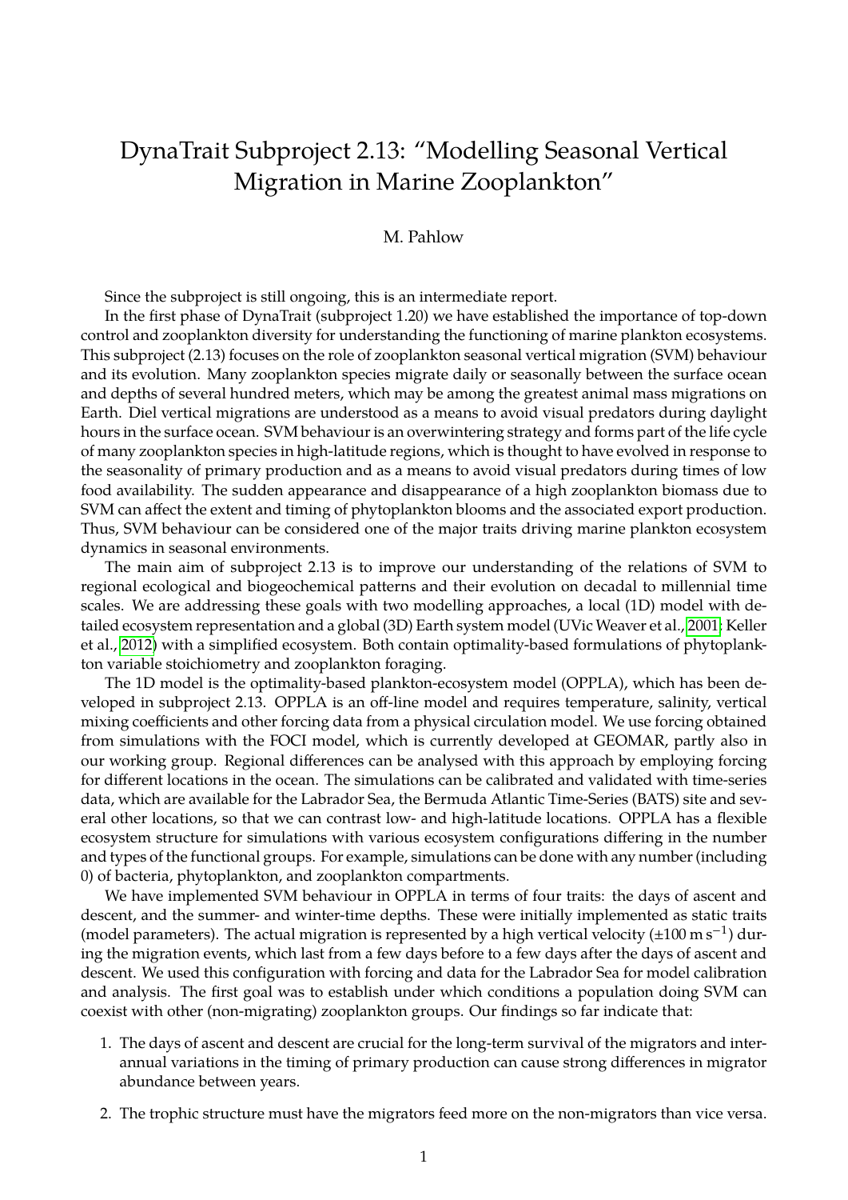# DynaTrait Subproject 2.13: "Modelling Seasonal Vertical Migration in Marine Zooplankton"

M. Pahlow

Since the subproject is still ongoing, this is an intermediate report.

In the first phase of DynaTrait (subproject 1.20) we have established the importance of top-down control and zooplankton diversity for understanding the functioning of marine plankton ecosystems. This subproject (2.13) focuses on the role of zooplankton seasonal vertical migration (SVM) behaviour and its evolution. Many zooplankton species migrate daily or seasonally between the surface ocean and depths of several hundred meters, which may be among the greatest animal mass migrations on Earth. Diel vertical migrations are understood as a means to avoid visual predators during daylight hours in the surface ocean. SVM behaviour is an overwintering strategy and forms part of the life cycle of many zooplankton species in high-latitude regions, which is thought to have evolved in response to the seasonality of primary production and as a means to avoid visual predators during times of low food availability. The sudden appearance and disappearance of a high zooplankton biomass due to SVM can affect the extent and timing of phytoplankton blooms and the associated export production. Thus, SVM behaviour can be considered one of the major traits driving marine plankton ecosystem dynamics in seasonal environments.

The main aim of subproject 2.13 is to improve our understanding of the relations of SVM to regional ecological and biogeochemical patterns and their evolution on decadal to millennial time scales. We are addressing these goals with two modelling approaches, a local (1D) model with detailed ecosystem representation and a global (3D) Earth system model (UVic Weaver et al., 2001; Keller et al., 2012) with a simplified ecosystem. Both contain optimality-based formulations of phytoplankton variable stoichiometry and zooplankton foraging.

The 1D model is the optimality-based plankton-ecosystem model (OPPLA), which has been developed in subproject 2.13. OPPLA is an off-line model and requires temperature, salinity, vertical mixing coefficients and other forcing data from a physical circulation model. We use forcing obtained from simulations with the FOCI model, which is currently developed at GEOMAR, partly also in our working group. Regional differences can be analysed with this approach by employing forcing for different locations in the ocean. The simulations can be calibrated and validated with time-series data, which are available for the Labrador Sea, the Bermuda Atlantic Time-Series (BATS) site and several other locations, so that we can contrast low- and high-latitude locations. OPPLA has a flexible ecosystem structure for simulations with various ecosystem configurations differing in the number and types of the functional groups. For example, simulations can be done with any number (including 0) of bacteria, phytoplankton, and zooplankton compartments.

We have implemented SVM behaviour in OPPLA in terms of four traits: the days of ascent and descent, and the summer- and winter-time depths. These were initially implemented as static traits (model parameters). The actual migration is represented by a high vertical velocity ($\pm 100\ \mathrm{m\,s^{-1}}$) during the migration events, which last from a few days before to a few days after the days of ascent and descent. We used this configuration with forcing and data for the Labrador Sea for model calibration and analysis. The first goal was to establish under which conditions a population doing SVM can coexist with other (non-migrating) zooplankton groups. Our findings so far indicate that:

1. The days of ascent and descent are crucial for the long-term survival of the migrators and inter-annual variations in the timing of primary production can cause strong differences in migrator abundance between years.
2. The trophic structure must have the migrators feed more on the non-migrators than vice versa.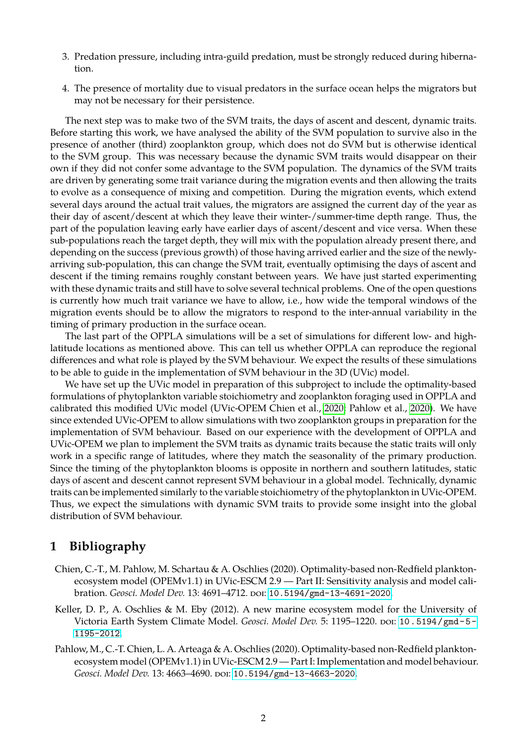3. Predation pressure, including intra-guild predation, must be strongly reduced during hibernation.
4. The presence of mortality due to visual predators in the surface ocean helps the migrators but may not be necessary for their persistence.

The next step was to make two of the SVM traits, the days of ascent and descent, dynamic traits. Before starting this work, we have analysed the ability of the SVM population to survive also in the presence of another (third) zooplankton group, which does not do SVM but is otherwise identical to the SVM group. This was necessary because the dynamic SVM traits would disappear on their own if they did not confer some advantage to the SVM population. The dynamics of the SVM traits are driven by generating some trait variance during the migration events and then allowing the traits to evolve as a consequence of mixing and competition. During the migration events, which extend several days around the actual trait values, the migrators are assigned the current day of the year as their day of ascent/descent at which they leave their winter-/summer-time depth range. Thus, the part of the population leaving early have earlier days of ascent/descent and vice versa. When these sub-populations reach the target depth, they will mix with the population already present there, and depending on the success (previous growth) of those having arrived earlier and the size of the newly-arriving sub-population, this can change the SVM trait, eventually optimising the days of ascent and descent if the timing remains roughly constant between years. We have just started experimenting with these dynamic traits and still have to solve several technical problems. One of the open questions is currently how much trait variance we have to allow, i.e., how wide the temporal windows of the migration events should be to allow the migrators to respond to the inter-annual variability in the timing of primary production in the surface ocean.

The last part of the OPPLA simulations will be a set of simulations for different low- and high-latitude locations as mentioned above. This can tell us whether OPPLA can reproduce the regional differences and what role is played by the SVM behaviour. We expect the results of these simulations to be able to guide in the implementation of SVM behaviour in the 3D (UVic) model.

We have set up the UVic model in preparation of this subproject to include the optimality-based formulations of phytoplankton variable stoichiometry and zooplankton foraging used in OPPLA and calibrated this modified UVic model (UVic-OPEM Chien et al., 2020; Pahlow et al., 2020). We have since extended UVic-OPEM to allow simulations with two zooplankton groups in preparation for the implementation of SVM behaviour. Based on our experience with the development of OPPLA and UVic-OPEM we plan to implement the SVM traits as dynamic traits because the static traits will only work in a specific range of latitudes, where they match the seasonality of the primary production. Since the timing of the phytoplankton blooms is opposite in northern and southern latitudes, static days of ascent and descent cannot represent SVM behaviour in a global model. Technically, dynamic traits can be implemented similarly to the variable stoichiometry of the phytoplankton in UVic-OPEM. Thus, we expect the simulations with dynamic SVM traits to provide some insight into the global distribution of SVM behaviour.

# 1 Bibliography

Chien, C.-T., M. Pahlow, M. Schartau & A. Oschlies (2020). Optimality-based non-Redfield plankton-ecosystem model (OPEMv1.1) in UVic-ESCM 2.9 — Part II: Sensitivity analysis and model calibration. *Geosci. Model Dev.* 13: 4691–4712. DOI: 10.5194/gmd-13-4691-2020.

Keller, D. P., A. Oschlies & M. Eby (2012). A new marine ecosystem model for the University of Victoria Earth System Climate Model. *Geosci. Model Dev.* 5: 1195–1220. DOI: 10.5194/gmd-5-1195-2012.

Pahlow, M., C.-T. Chien, L. A. Arteaga & A. Oschlies (2020). Optimality-based non-Redfield plankton-ecosystem model (OPEMv1.1) in UVic-ESCM 2.9 — Part I: Implementation and model behaviour. *Geosci. Model Dev.* 13: 4663–4690. DOI: 10.5194/gmd-13-4663-2020.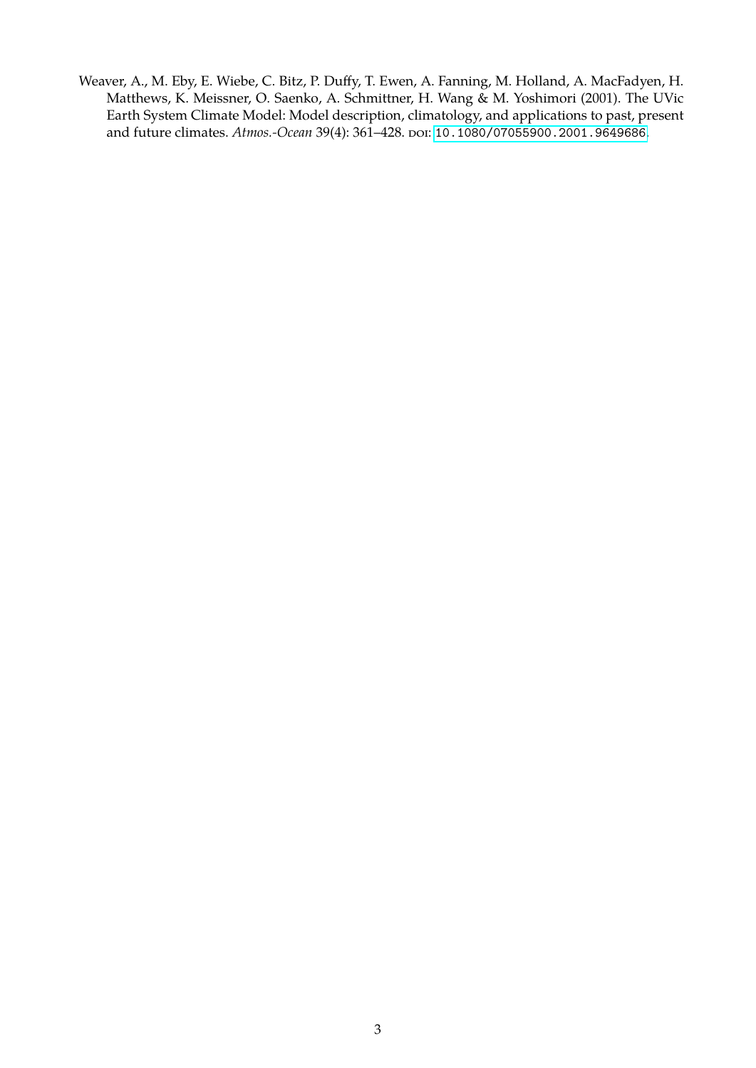Weaver, A., M. Eby, E. Wiebe, C. Bitz, P. Duffy, T. Ewen, A. Fanning, M. Holland, A. MacFadyen, H. Matthews, K. Meissner, O. Saenko, A. Schmittner, H. Wang & M. Yoshimori (2001). The UVic Earth System Climate Model: Model description, climatology, and applications to past, present and future climates. *Atmos.-Ocean* 39(4): 361–428. DOI: 10.1080/07055900.2001.9649686.